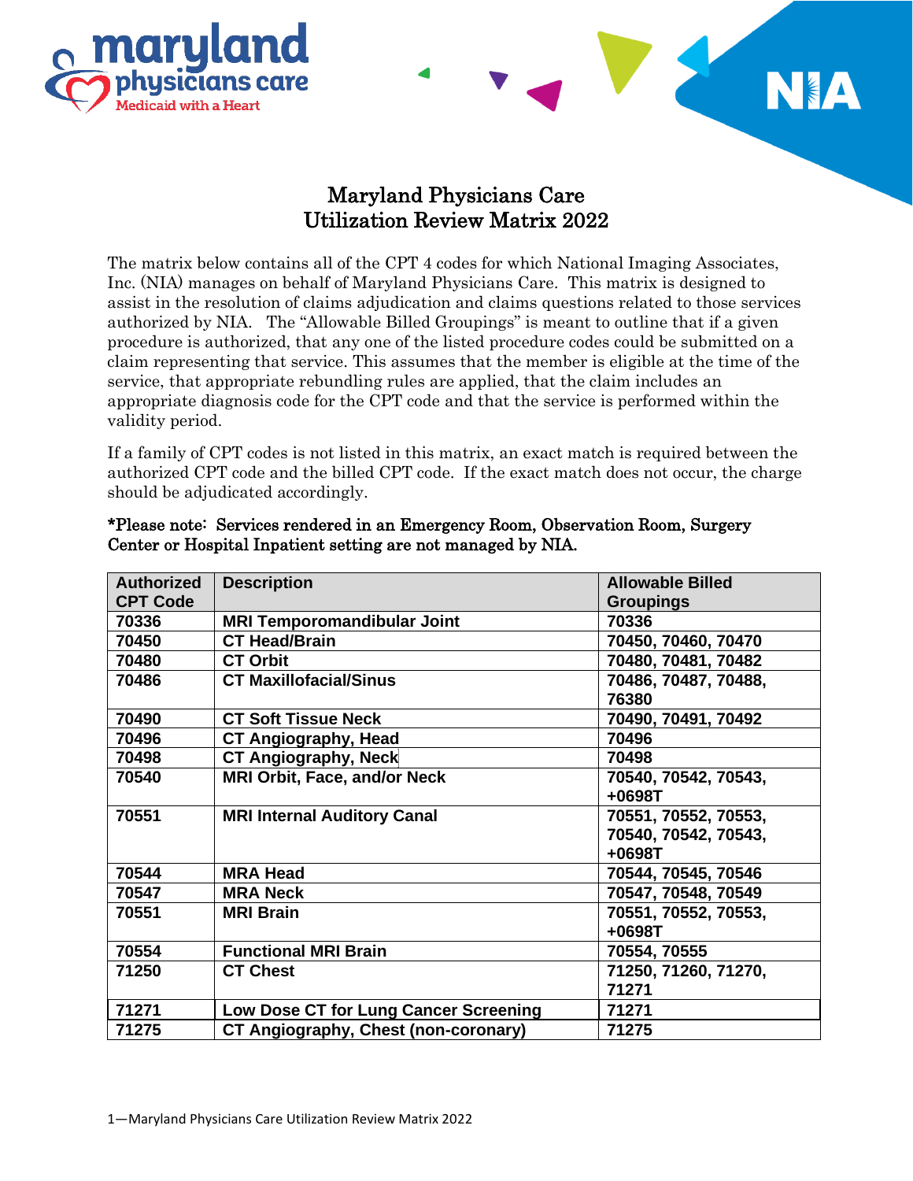# Maryland Physicians Care
# Utilization Review Matrix 2022

The matrix below contains all of the CPT 4 codes for which National Imaging Associates, Inc. (NIA) manages on behalf of Maryland Physicians Care. This matrix is designed to assist in the resolution of claims adjudication and claims questions related to those services authorized by NIA. The "Allowable Billed Groupings" is meant to outline that if a given procedure is authorized, that any one of the listed procedure codes could be submitted on a claim representing that service. This assumes that the member is eligible at the time of the service, that appropriate rebundling rules are applied, that the claim includes an appropriate diagnosis code for the CPT code and that the service is performed within the validity period.

If a family of CPT codes is not listed in this matrix, an exact match is required between the authorized CPT code and the billed CPT code. If the exact match does not occur, the charge should be adjudicated accordingly.

**\*Please note: Services rendered in an Emergency Room, Observation Room, Surgery Center or Hospital Inpatient setting are not managed by NIA.**

| Authorized CPT Code | Description | Allowable Billed Groupings |
|---|---|---|
| 70336 | MRI Temporomandibular Joint | 70336 |
| 70450 | CT Head/Brain | 70450, 70460, 70470 |
| 70480 | CT Orbit | 70480, 70481, 70482 |
| 70486 | CT Maxillofacial/Sinus | 70486, 70487, 70488, 76380 |
| 70490 | CT Soft Tissue Neck | 70490, 70491, 70492 |
| 70496 | CT Angiography, Head | 70496 |
| 70498 | CT Angiography, Neck | 70498 |
| 70540 | MRI Orbit, Face, and/or Neck | 70540, 70542, 70543, +0698T |
| 70551 | MRI Internal Auditory Canal | 70551, 70552, 70553, 70540, 70542, 70543, +0698T |
| 70544 | MRA Head | 70544, 70545, 70546 |
| 70547 | MRA Neck | 70547, 70548, 70549 |
| 70551 | MRI Brain | 70551, 70552, 70553, +0698T |
| 70554 | Functional MRI Brain | 70554, 70555 |
| 71250 | CT Chest | 71250, 71260, 71270, 71271 |
| 71271 | Low Dose CT for Lung Cancer Screening | 71271 |
| 71275 | CT Angiography, Chest (non-coronary) | 71275 |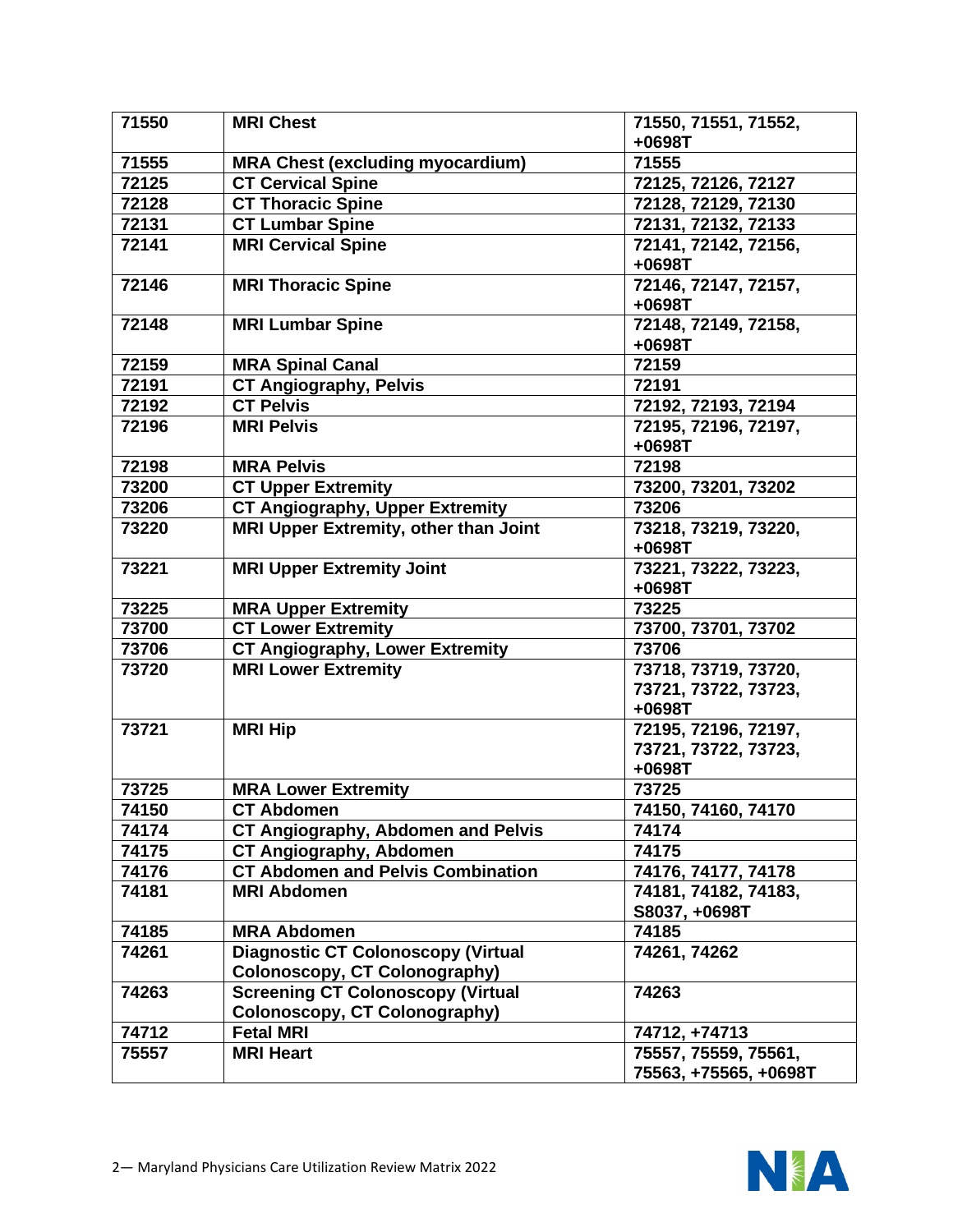| 71550 | MRI Chest | 71550, 71551, 71552, +0698T |
|---|---|---|
| 71555 | MRA Chest (excluding myocardium) | 71555 |
| 72125 | CT Cervical Spine | 72125, 72126, 72127 |
| 72128 | CT Thoracic Spine | 72128, 72129, 72130 |
| 72131 | CT Lumbar Spine | 72131, 72132, 72133 |
| 72141 | MRI Cervical Spine | 72141, 72142, 72156, +0698T |
| 72146 | MRI Thoracic Spine | 72146, 72147, 72157, +0698T |
| 72148 | MRI Lumbar Spine | 72148, 72149, 72158, +0698T |
| 72159 | MRA Spinal Canal | 72159 |
| 72191 | CT Angiography, Pelvis | 72191 |
| 72192 | CT Pelvis | 72192, 72193, 72194 |
| 72196 | MRI Pelvis | 72195, 72196, 72197, +0698T |
| 72198 | MRA Pelvis | 72198 |
| 73200 | CT Upper Extremity | 73200, 73201, 73202 |
| 73206 | CT Angiography, Upper Extremity | 73206 |
| 73220 | MRI Upper Extremity, other than Joint | 73218, 73219, 73220, +0698T |
| 73221 | MRI Upper Extremity Joint | 73221, 73222, 73223, +0698T |
| 73225 | MRA Upper Extremity | 73225 |
| 73700 | CT Lower Extremity | 73700, 73701, 73702 |
| 73706 | CT Angiography, Lower Extremity | 73706 |
| 73720 | MRI Lower Extremity | 73718, 73719, 73720, 73721, 73722, 73723, +0698T |
| 73721 | MRI Hip | 72195, 72196, 72197, 73721, 73722, 73723, +0698T |
| 73725 | MRA Lower Extremity | 73725 |
| 74150 | CT Abdomen | 74150, 74160, 74170 |
| 74174 | CT Angiography, Abdomen and Pelvis | 74174 |
| 74175 | CT Angiography, Abdomen | 74175 |
| 74176 | CT Abdomen and Pelvis Combination | 74176, 74177, 74178 |
| 74181 | MRI Abdomen | 74181, 74182, 74183, S8037, +0698T |
| 74185 | MRA Abdomen | 74185 |
| 74261 | Diagnostic CT Colonoscopy (Virtual Colonoscopy, CT Colonography) | 74261, 74262 |
| 74263 | Screening CT Colonoscopy (Virtual Colonoscopy, CT Colonography) | 74263 |
| 74712 | Fetal MRI | 74712, +74713 |
| 75557 | MRI Heart | 75557, 75559, 75561, 75563, +75565, +0698T |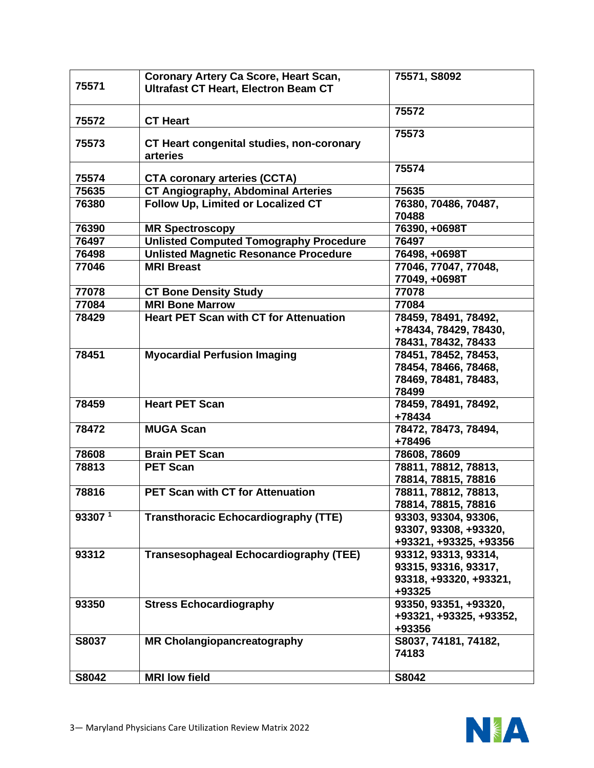| | | |
|---|---|---|
| **75571** | **Coronary Artery Ca Score, Heart Scan, Ultrafast CT Heart, Electron Beam CT** | **75571, S8092** |
| **75572** | **CT Heart** | **75572** |
| **75573** | **CT Heart congenital studies, non-coronary arteries** | **75573** |
| **75574** | **CTA coronary arteries (CCTA)** | **75574** |
| **75635** | **CT Angiography, Abdominal Arteries** | **75635** |
| **76380** | **Follow Up, Limited or Localized CT** | **76380, 70486, 70487, 70488** |
| **76390** | **MR Spectroscopy** | **76390, +0698T** |
| **76497** | **Unlisted Computed Tomography Procedure** | **76497** |
| **76498** | **Unlisted Magnetic Resonance Procedure** | **76498, +0698T** |
| **77046** | **MRI Breast** | **77046, 77047, 77048, 77049, +0698T** |
| **77078** | **CT Bone Density Study** | **77078** |
| **77084** | **MRI Bone Marrow** | **77084** |
| **78429** | **Heart PET Scan with CT for Attenuation** | **78459, 78491, 78492, +78434, 78429, 78430, 78431, 78432, 78433** |
| **78451** | **Myocardial Perfusion Imaging** | **78451, 78452, 78453, 78454, 78466, 78468, 78469, 78481, 78483, 78499** |
| **78459** | **Heart PET Scan** | **78459, 78491, 78492, +78434** |
| **78472** | **MUGA Scan** | **78472, 78473, 78494, +78496** |
| **78608** | **Brain PET Scan** | **78608, 78609** |
| **78813** | **PET Scan** | **78811, 78812, 78813, 78814, 78815, 78816** |
| **78816** | **PET Scan with CT for Attenuation** | **78811, 78812, 78813, 78814, 78815, 78816** |
| **93307** [1] | **Transthoracic Echocardiography (TTE)** | **93303, 93304, 93306, 93307, 93308, +93320, +93321, +93325, +93356** |
| **93312** | **Transesophageal Echocardiography (TEE)** | **93312, 93313, 93314, 93315, 93316, 93317, 93318, +93320, +93321, +93325** |
| **93350** | **Stress Echocardiography** | **93350, 93351, +93320, +93321, +93325, +93352, +93356** |
| **S8037** | **MR Cholangiopancreatography** | **S8037, 74181, 74182, 74183** |
| **S8042** | **MRI low field** | **S8042** |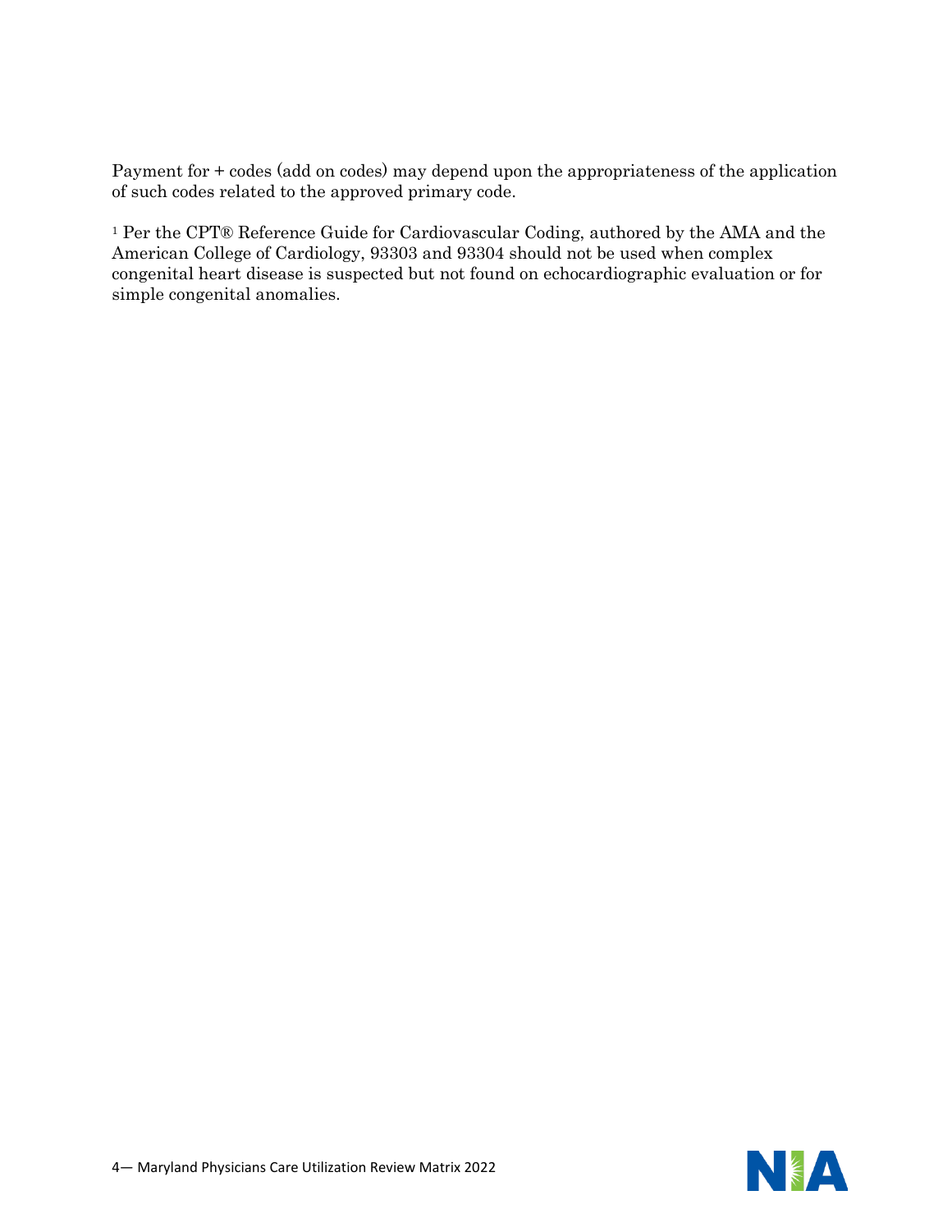Payment for + codes (add on codes) may depend upon the appropriateness of the application of such codes related to the approved primary code.

[1] Per the CPT® Reference Guide for Cardiovascular Coding, authored by the AMA and the American College of Cardiology, 93303 and 93304 should not be used when complex congenital heart disease is suspected but not found on echocardiographic evaluation or for simple congenital anomalies.